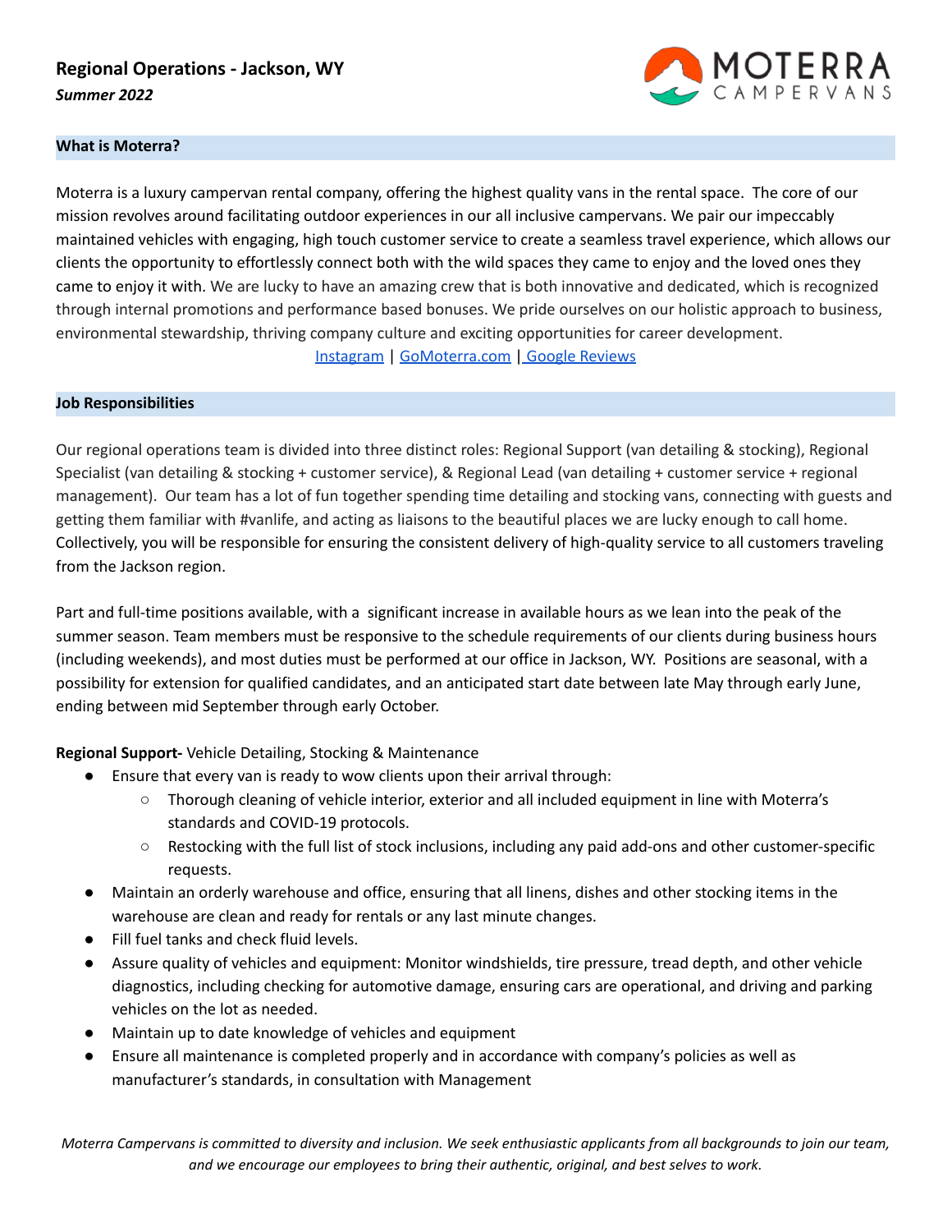## Regional Operations - Jackson, WY

***Summer 2022***

MOTERRA CAMPERVANS

### What is Moterra?

Moterra is a luxury campervan rental company, offering the highest quality vans in the rental space. The core of our mission revolves around facilitating outdoor experiences in our all inclusive campervans. We pair our impeccably maintained vehicles with engaging, high touch customer service to create a seamless travel experience, which allows our clients the opportunity to effortlessly connect both with the wild spaces they came to enjoy and the loved ones they came to enjoy it with. We are lucky to have an amazing crew that is both innovative and dedicated, which is recognized through internal promotions and performance based bonuses. We pride ourselves on our holistic approach to business, environmental stewardship, thriving company culture and exciting opportunities for career development.

Instagram | GoMoterra.com | Google Reviews

### Job Responsibilities

Our regional operations team is divided into three distinct roles: Regional Support (van detailing & stocking), Regional Specialist (van detailing & stocking + customer service), & Regional Lead (van detailing + customer service + regional management). Our team has a lot of fun together spending time detailing and stocking vans, connecting with guests and getting them familiar with #vanlife, and acting as liaisons to the beautiful places we are lucky enough to call home. Collectively, you will be responsible for ensuring the consistent delivery of high-quality service to all customers traveling from the Jackson region.

Part and full-time positions available, with a significant increase in available hours as we lean into the peak of the summer season. Team members must be responsive to the schedule requirements of our clients during business hours (including weekends), and most duties must be performed at our office in Jackson, WY. Positions are seasonal, with a possibility for extension for qualified candidates, and an anticipated start date between late May through early June, ending between mid September through early October.

**Regional Support-** Vehicle Detailing, Stocking & Maintenance

- Ensure that every van is ready to wow clients upon their arrival through:
    - Thorough cleaning of vehicle interior, exterior and all included equipment in line with Moterra's standards and COVID-19 protocols.
    - Restocking with the full list of stock inclusions, including any paid add-ons and other customer-specific requests.
- Maintain an orderly warehouse and office, ensuring that all linens, dishes and other stocking items in the warehouse are clean and ready for rentals or any last minute changes.
- Fill fuel tanks and check fluid levels.
- Assure quality of vehicles and equipment: Monitor windshields, tire pressure, tread depth, and other vehicle diagnostics, including checking for automotive damage, ensuring cars are operational, and driving and parking vehicles on the lot as needed.
- Maintain up to date knowledge of vehicles and equipment
- Ensure all maintenance is completed properly and in accordance with company's policies as well as manufacturer's standards, in consultation with Management

*Moterra Campervans is committed to diversity and inclusion. We seek enthusiastic applicants from all backgrounds to join our team, and we encourage our employees to bring their authentic, original, and best selves to work.*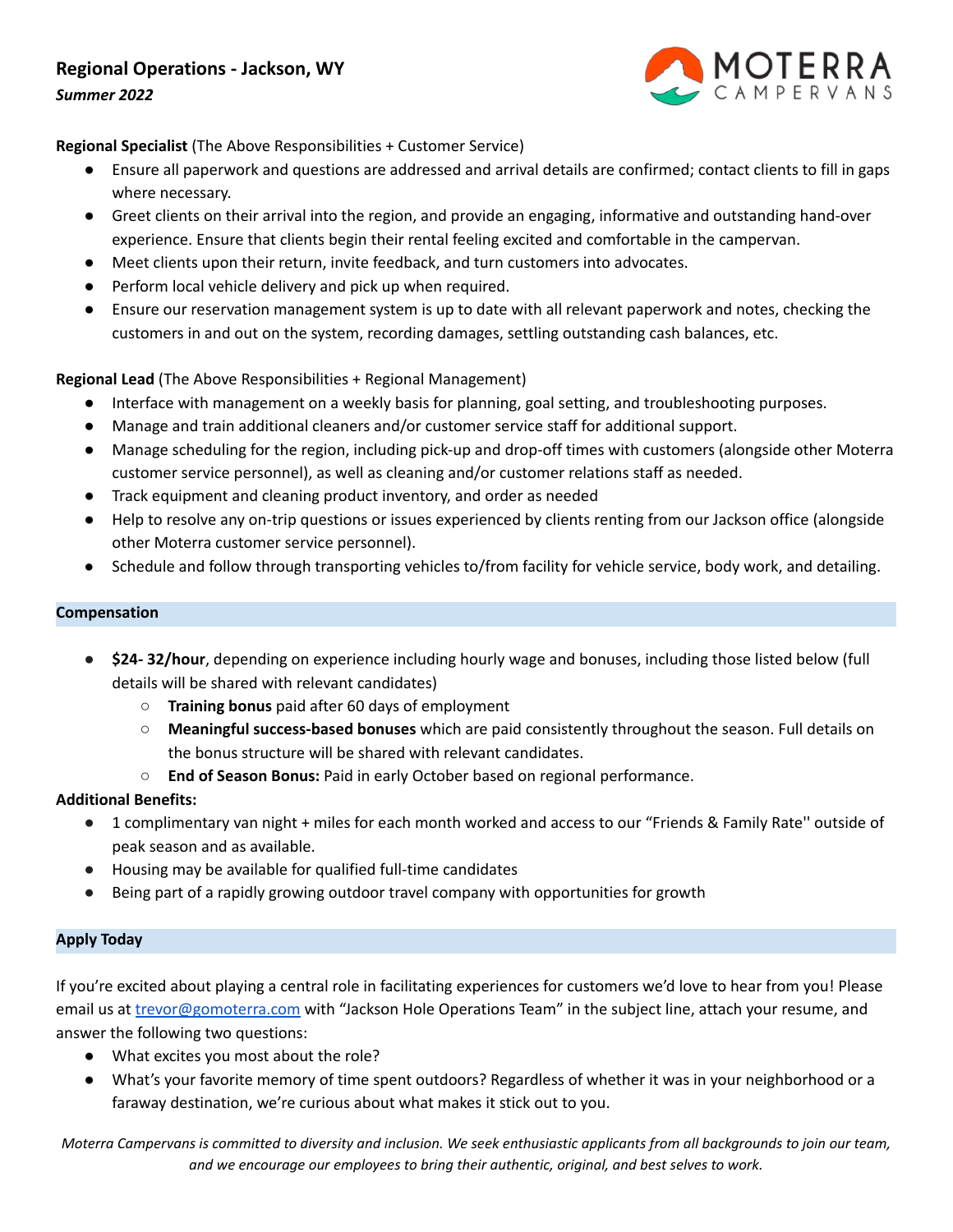## Regional Operations - Jackson, WY

*Summer 2022*

MOTERRA CAMPERVANS

**Regional Specialist** (The Above Responsibilities + Customer Service)

- Ensure all paperwork and questions are addressed and arrival details are confirmed; contact clients to fill in gaps where necessary.
- Greet clients on their arrival into the region, and provide an engaging, informative and outstanding hand-over experience. Ensure that clients begin their rental feeling excited and comfortable in the campervan.
- Meet clients upon their return, invite feedback, and turn customers into advocates.
- Perform local vehicle delivery and pick up when required.
- Ensure our reservation management system is up to date with all relevant paperwork and notes, checking the customers in and out on the system, recording damages, settling outstanding cash balances, etc.

**Regional Lead** (The Above Responsibilities + Regional Management)

- Interface with management on a weekly basis for planning, goal setting, and troubleshooting purposes.
- Manage and train additional cleaners and/or customer service staff for additional support.
- Manage scheduling for the region, including pick-up and drop-off times with customers (alongside other Moterra customer service personnel), as well as cleaning and/or customer relations staff as needed.
- Track equipment and cleaning product inventory, and order as needed
- Help to resolve any on-trip questions or issues experienced by clients renting from our Jackson office (alongside other Moterra customer service personnel).
- Schedule and follow through transporting vehicles to/from facility for vehicle service, body work, and detailing.

### Compensation

- **$24- 32/hour**, depending on experience including hourly wage and bonuses, including those listed below (full details will be shared with relevant candidates)
  - **Training bonus** paid after 60 days of employment
  - **Meaningful success-based bonuses** which are paid consistently throughout the season. Full details on the bonus structure will be shared with relevant candidates.
  - **End of Season Bonus:** Paid in early October based on regional performance.

**Additional Benefits:**

- 1 complimentary van night + miles for each month worked and access to our "Friends & Family Rate'' outside of peak season and as available.
- Housing may be available for qualified full-time candidates
- Being part of a rapidly growing outdoor travel company with opportunities for growth

### Apply Today

If you're excited about playing a central role in facilitating experiences for customers we'd love to hear from you! Please email us at trevor@gomoterra.com with "Jackson Hole Operations Team" in the subject line, attach your resume, and answer the following two questions:

- What excites you most about the role?
- What's your favorite memory of time spent outdoors? Regardless of whether it was in your neighborhood or a faraway destination, we're curious about what makes it stick out to you.

*Moterra Campervans is committed to diversity and inclusion. We seek enthusiastic applicants from all backgrounds to join our team, and we encourage our employees to bring their authentic, original, and best selves to work.*